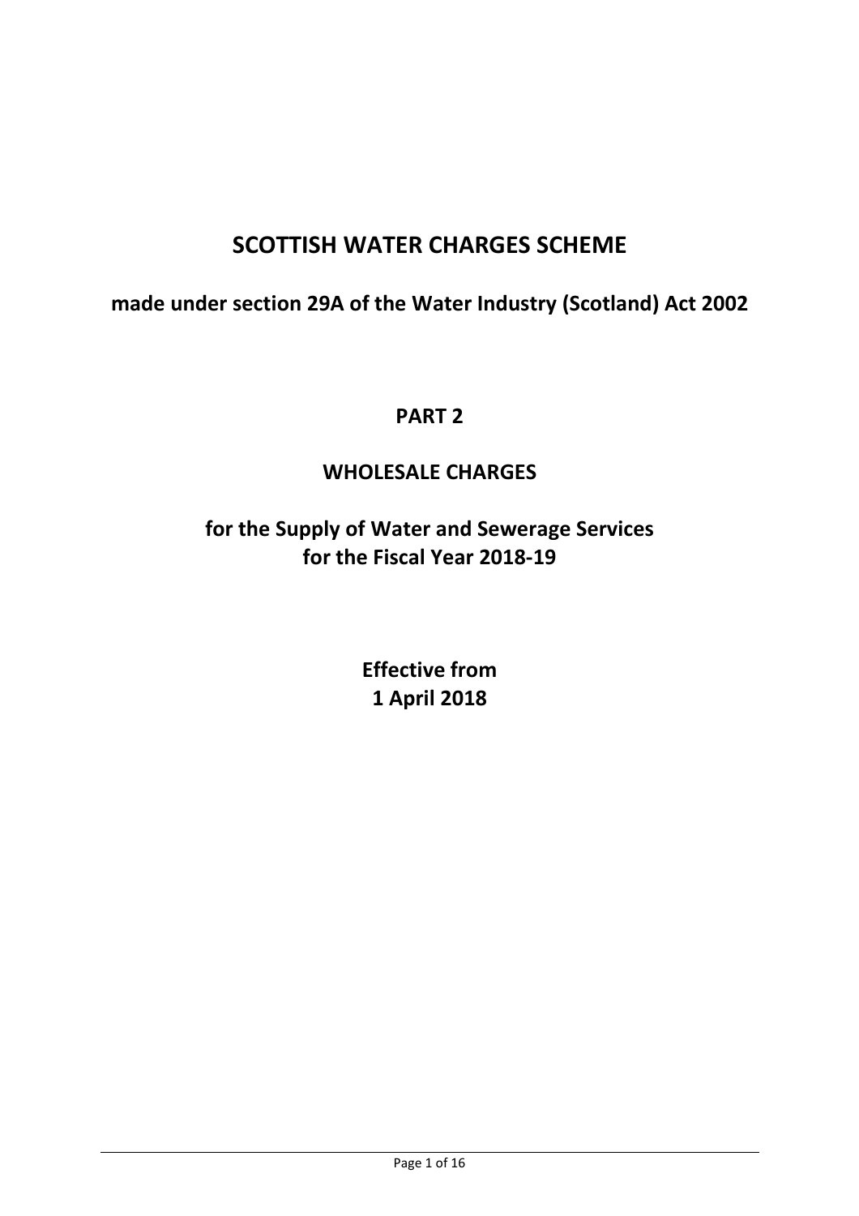# SCOTTISH WATER CHARGES SCHEME

## made under section 29A of the Water Industry (Scotland) Act 2002

## PART 2

## WHOLESALE CHARGES

## for the Supply of Water and Sewerage Services for the Fiscal Year 2018-19

**Effective from**
**1 April 2018**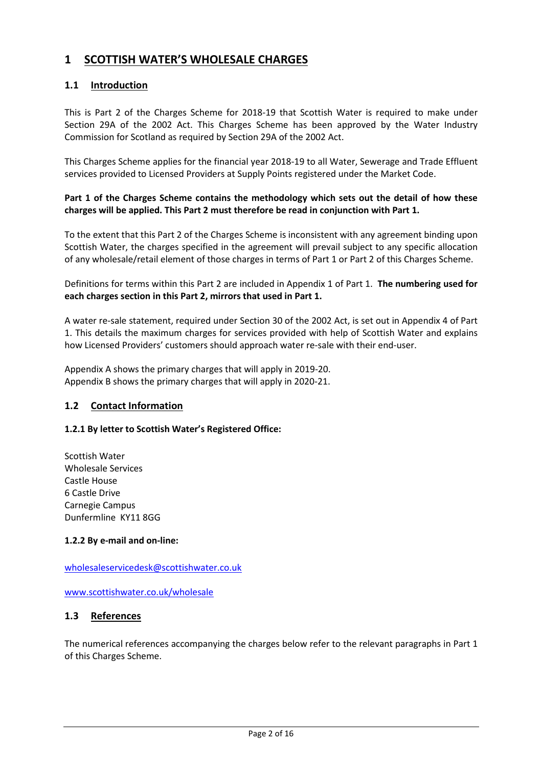# 1 SCOTTISH WATER'S WHOLESALE CHARGES

## 1.1 Introduction

This is Part 2 of the Charges Scheme for 2018-19 that Scottish Water is required to make under Section 29A of the 2002 Act. This Charges Scheme has been approved by the Water Industry Commission for Scotland as required by Section 29A of the 2002 Act.

This Charges Scheme applies for the financial year 2018-19 to all Water, Sewerage and Trade Effluent services provided to Licensed Providers at Supply Points registered under the Market Code.

**Part 1 of the Charges Scheme contains the methodology which sets out the detail of how these charges will be applied. This Part 2 must therefore be read in conjunction with Part 1.**

To the extent that this Part 2 of the Charges Scheme is inconsistent with any agreement binding upon Scottish Water, the charges specified in the agreement will prevail subject to any specific allocation of any wholesale/retail element of those charges in terms of Part 1 or Part 2 of this Charges Scheme.

Definitions for terms within this Part 2 are included in Appendix 1 of Part 1. **The numbering used for each charges section in this Part 2, mirrors that used in Part 1.**

A water re-sale statement, required under Section 30 of the 2002 Act, is set out in Appendix 4 of Part 1. This details the maximum charges for services provided with help of Scottish Water and explains how Licensed Providers' customers should approach water re-sale with their end-user.

Appendix A shows the primary charges that will apply in 2019-20.
Appendix B shows the primary charges that will apply in 2020-21.

## 1.2 Contact Information

### 1.2.1 By letter to Scottish Water's Registered Office:

Scottish Water
Wholesale Services
Castle House
6 Castle Drive
Carnegie Campus
Dunfermline KY11 8GG

### 1.2.2 By e-mail and on-line:

wholesaleservicedesk@scottishwater.co.uk

www.scottishwater.co.uk/wholesale

## 1.3 References

The numerical references accompanying the charges below refer to the relevant paragraphs in Part 1 of this Charges Scheme.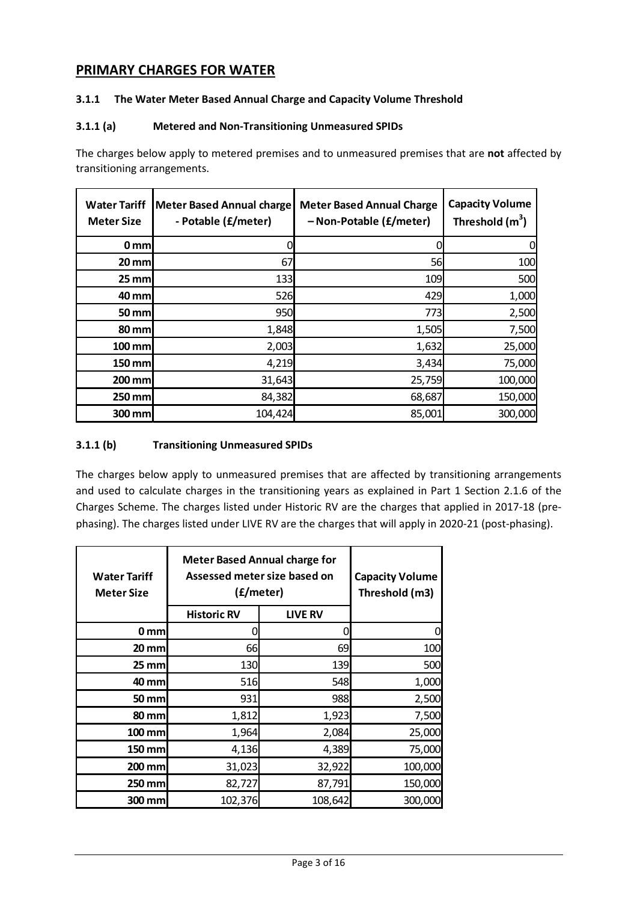## PRIMARY CHARGES FOR WATER

### 3.1.1 The Water Meter Based Annual Charge and Capacity Volume Threshold

#### 3.1.1 (a) Metered and Non-Transitioning Unmeasured SPIDs

The charges below apply to metered premises and to unmeasured premises that are **not** affected by transitioning arrangements.

| Water Tariff Meter Size | Meter Based Annual charge - Potable (£/meter) | Meter Based Annual Charge – Non-Potable (£/meter) | Capacity Volume Threshold ($m^3$) |
|---|---|---|---|
| 0 mm | 0 | 0 | 0 |
| 20 mm | 67 | 56 | 100 |
| 25 mm | 133 | 109 | 500 |
| 40 mm | 526 | 429 | 1,000 |
| 50 mm | 950 | 773 | 2,500 |
| 80 mm | 1,848 | 1,505 | 7,500 |
| 100 mm | 2,003 | 1,632 | 25,000 |
| 150 mm | 4,219 | 3,434 | 75,000 |
| 200 mm | 31,643 | 25,759 | 100,000 |
| 250 mm | 84,382 | 68,687 | 150,000 |
| 300 mm | 104,424 | 85,001 | 300,000 |

#### 3.1.1 (b) Transitioning Unmeasured SPIDs

The charges below apply to unmeasured premises that are affected by transitioning arrangements and used to calculate charges in the transitioning years as explained in Part 1 Section 2.1.6 of the Charges Scheme. The charges listed under Historic RV are the charges that applied in 2017-18 (pre-phasing). The charges listed under LIVE RV are the charges that will apply in 2020-21 (post-phasing).

| Water Tariff Meter Size | Meter Based Annual charge for Assessed meter size based on (£/meter) | | Capacity Volume Threshold (m3) |
|---|---|---|---|
| | Historic RV | LIVE RV | |
| 0 mm | 0 | 0 | 0 |
| 20 mm | 66 | 69 | 100 |
| 25 mm | 130 | 139 | 500 |
| 40 mm | 516 | 548 | 1,000 |
| 50 mm | 931 | 988 | 2,500 |
| 80 mm | 1,812 | 1,923 | 7,500 |
| 100 mm | 1,964 | 2,084 | 25,000 |
| 150 mm | 4,136 | 4,389 | 75,000 |
| 200 mm | 31,023 | 32,922 | 100,000 |
| 250 mm | 82,727 | 87,791 | 150,000 |
| 300 mm | 102,376 | 108,642 | 300,000 |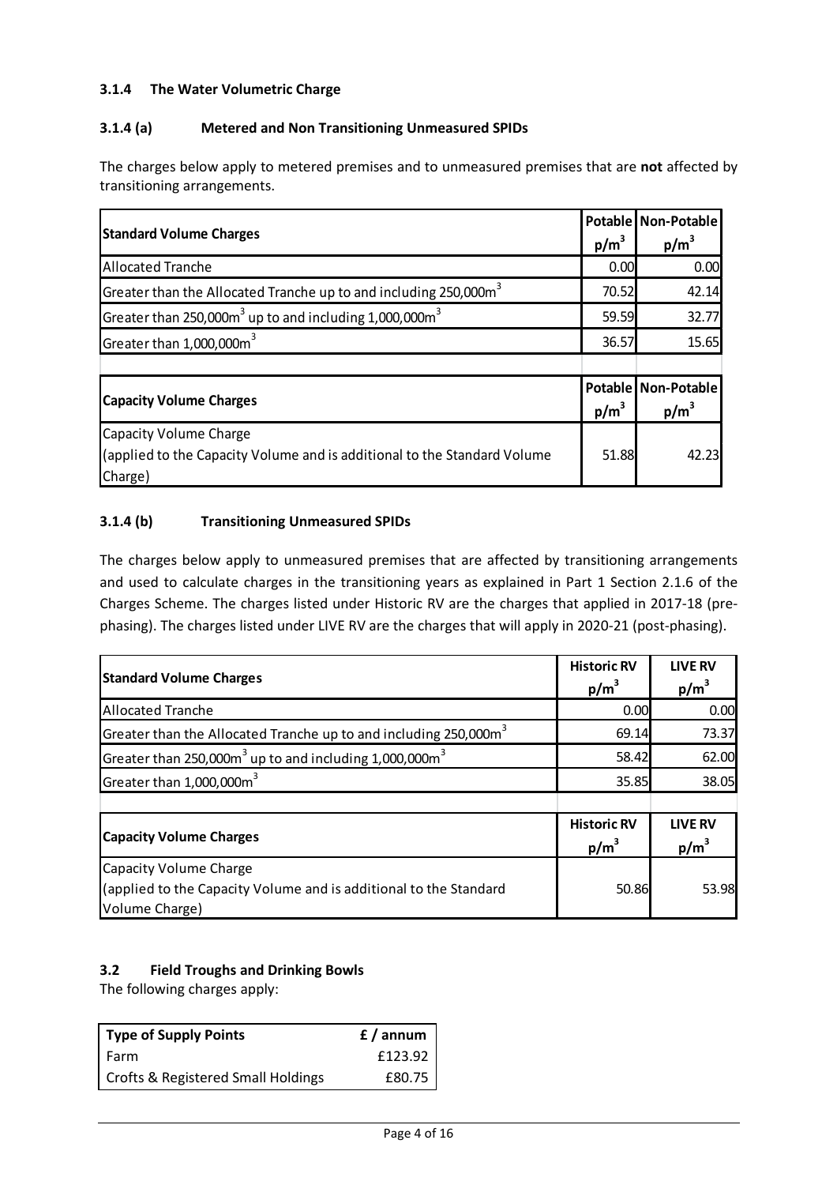### 3.1.4 The Water Volumetric Charge

#### 3.1.4 (a) Metered and Non Transitioning Unmeasured SPIDs

The charges below apply to metered premises and to unmeasured premises that are **not** affected by transitioning arrangements.

| Standard Volume Charges | Potable $p/m^3$ | Non-Potable $p/m^3$ |
|---|---|---|
| Allocated Tranche | 0.00 | 0.00 |
| Greater than the Allocated Tranche up to and including 250,000$m^3$ | 70.52 | 42.14 |
| Greater than 250,000$m^3$ up to and including 1,000,000$m^3$ | 59.59 | 32.77 |
| Greater than 1,000,000$m^3$ | 36.57 | 15.65 |

| Capacity Volume Charges | Potable $p/m^3$ | Non-Potable $p/m^3$ |
|---|---|---|
| Capacity Volume Charge (applied to the Capacity Volume and is additional to the Standard Volume Charge) | 51.88 | 42.23 |

#### 3.1.4 (b) Transitioning Unmeasured SPIDs

The charges below apply to unmeasured premises that are affected by transitioning arrangements and used to calculate charges in the transitioning years as explained in Part 1 Section 2.1.6 of the Charges Scheme. The charges listed under Historic RV are the charges that applied in 2017-18 (pre-phasing). The charges listed under LIVE RV are the charges that will apply in 2020-21 (post-phasing).

| Standard Volume Charges | Historic RV $p/m^3$ | LIVE RV $p/m^3$ |
|---|---|---|
| Allocated Tranche | 0.00 | 0.00 |
| Greater than the Allocated Tranche up to and including 250,000$m^3$ | 69.14 | 73.37 |
| Greater than 250,000$m^3$ up to and including 1,000,000$m^3$ | 58.42 | 62.00 |
| Greater than 1,000,000$m^3$ | 35.85 | 38.05 |

| Capacity Volume Charges | Historic RV $p/m^3$ | LIVE RV $p/m^3$ |
|---|---|---|
| Capacity Volume Charge (applied to the Capacity Volume and is additional to the Standard Volume Charge) | 50.86 | 53.98 |

### 3.2 Field Troughs and Drinking Bowls

The following charges apply:

| Type of Supply Points | £ / annum |
|---|---|
| Farm | £123.92 |
| Crofts & Registered Small Holdings | £80.75 |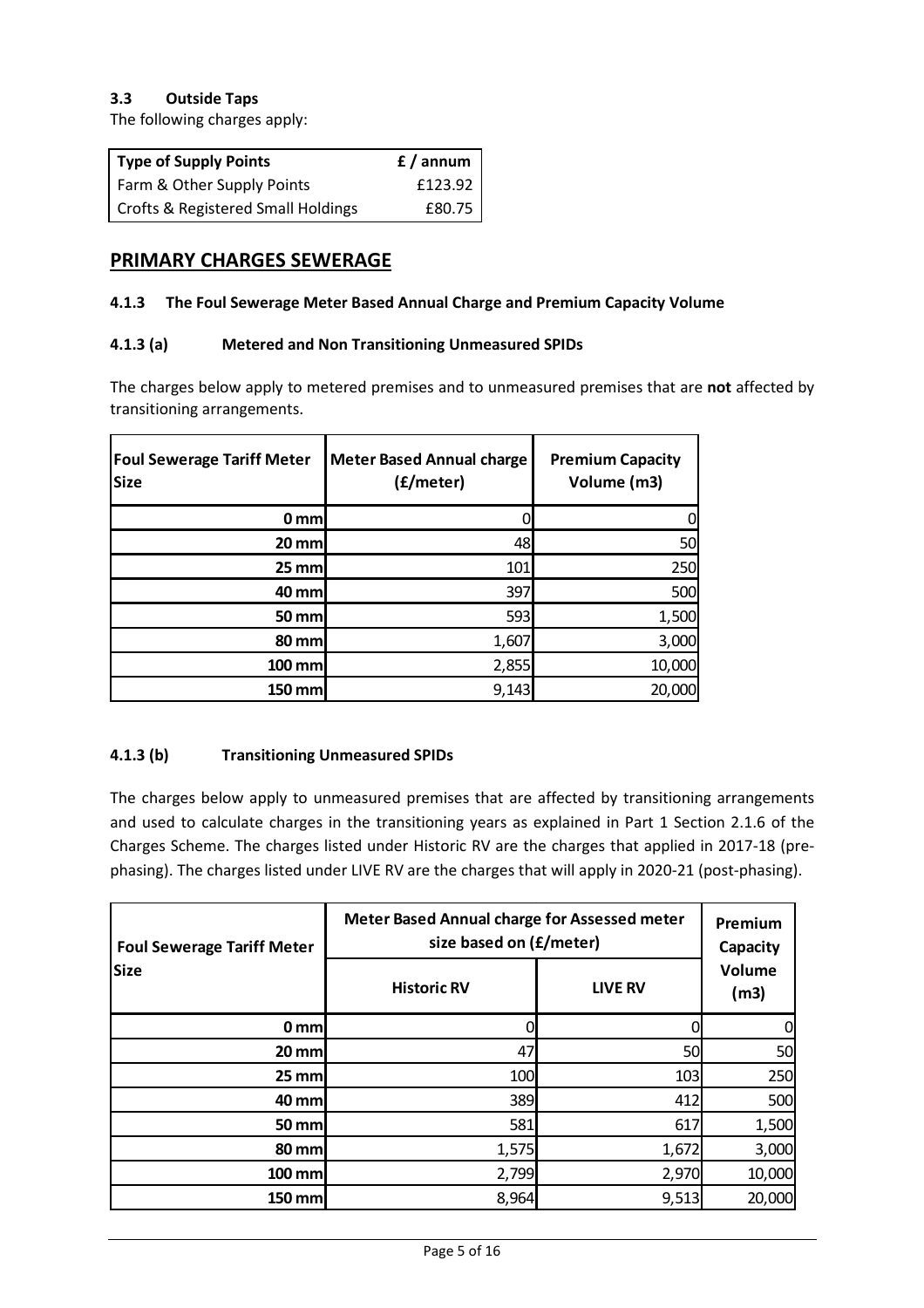### 3.3 Outside Taps

The following charges apply:

| Type of Supply Points | £ / annum |
|---|---|
| Farm & Other Supply Points | £123.92 |
| Crofts & Registered Small Holdings | £80.75 |

## PRIMARY CHARGES SEWERAGE

#### 4.1.3 The Foul Sewerage Meter Based Annual Charge and Premium Capacity Volume

#### 4.1.3 (a) Metered and Non Transitioning Unmeasured SPIDs

The charges below apply to metered premises and to unmeasured premises that are **not** affected by transitioning arrangements.

| Foul Sewerage Tariff Meter Size | Meter Based Annual charge (£/meter) | Premium Capacity Volume (m3) |
|---|---|---|
| 0 mm | 0 | 0 |
| 20 mm | 48 | 50 |
| 25 mm | 101 | 250 |
| 40 mm | 397 | 500 |
| 50 mm | 593 | 1,500 |
| 80 mm | 1,607 | 3,000 |
| 100 mm | 2,855 | 10,000 |
| 150 mm | 9,143 | 20,000 |

#### 4.1.3 (b) Transitioning Unmeasured SPIDs

The charges below apply to unmeasured premises that are affected by transitioning arrangements and used to calculate charges in the transitioning years as explained in Part 1 Section 2.1.6 of the Charges Scheme. The charges listed under Historic RV are the charges that applied in 2017-18 (pre-phasing). The charges listed under LIVE RV are the charges that will apply in 2020-21 (post-phasing).

| Foul Sewerage Tariff Meter Size | Meter Based Annual charge for Assessed meter size based on (£/meter) | | Premium Capacity Volume (m3) |
|---|---|---|---|
| | Historic RV | LIVE RV | |
| 0 mm | 0 | 0 | 0 |
| 20 mm | 47 | 50 | 50 |
| 25 mm | 100 | 103 | 250 |
| 40 mm | 389 | 412 | 500 |
| 50 mm | 581 | 617 | 1,500 |
| 80 mm | 1,575 | 1,672 | 3,000 |
| 100 mm | 2,799 | 2,970 | 10,000 |
| 150 mm | 8,964 | 9,513 | 20,000 |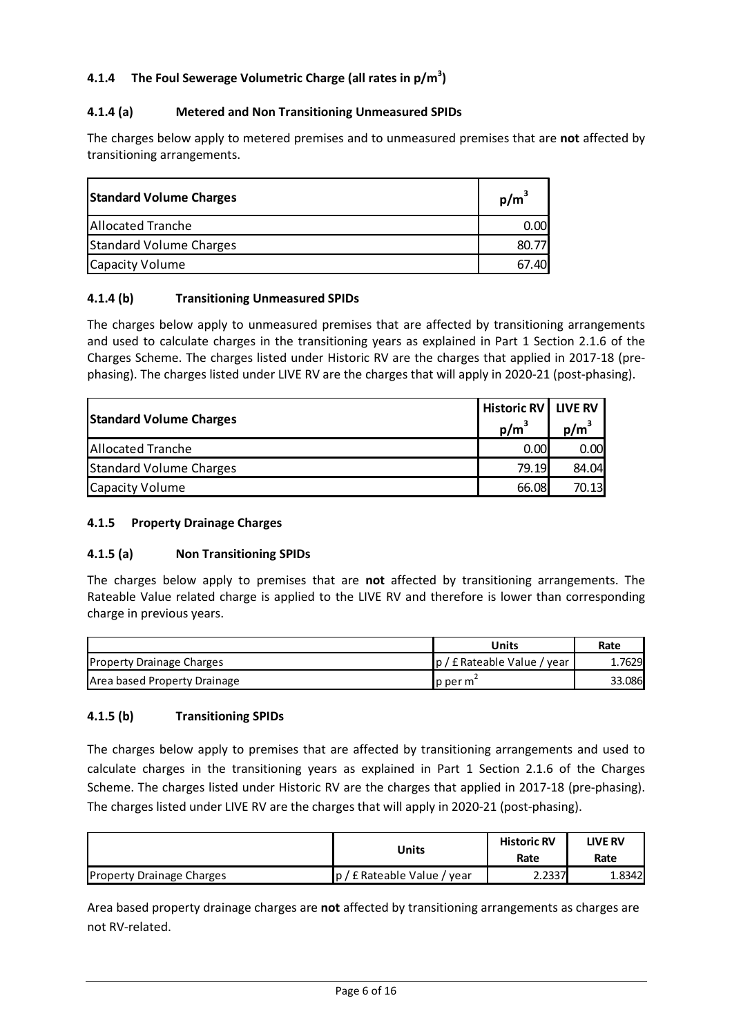### 4.1.4 The Foul Sewerage Volumetric Charge (all rates in p/m$^3$)

#### 4.1.4 (a) Metered and Non Transitioning Unmeasured SPIDs

The charges below apply to metered premises and to unmeasured premises that are **not** affected by transitioning arrangements.

| Standard Volume Charges | p/m$^3$ |
|---|---|
| Allocated Tranche | 0.00 |
| Standard Volume Charges | 80.77 |
| Capacity Volume | 67.40 |

#### 4.1.4 (b) Transitioning Unmeasured SPIDs

The charges below apply to unmeasured premises that are affected by transitioning arrangements and used to calculate charges in the transitioning years as explained in Part 1 Section 2.1.6 of the Charges Scheme. The charges listed under Historic RV are the charges that applied in 2017-18 (pre-phasing). The charges listed under LIVE RV are the charges that will apply in 2020-21 (post-phasing).

| Standard Volume Charges | Historic RV p/m$^3$ | LIVE RV p/m$^3$ |
|---|---|---|
| Allocated Tranche | 0.00 | 0.00 |
| Standard Volume Charges | 79.19 | 84.04 |
| Capacity Volume | 66.08 | 70.13 |

### 4.1.5 Property Drainage Charges

#### 4.1.5 (a) Non Transitioning SPIDs

The charges below apply to premises that are **not** affected by transitioning arrangements. The Rateable Value related charge is applied to the LIVE RV and therefore is lower than corresponding charge in previous years.

| | Units | Rate |
|---|---|---|
| Property Drainage Charges | p / £ Rateable Value / year | 1.7629 |
| Area based Property Drainage | p per m$^2$ | 33.086 |

#### 4.1.5 (b) Transitioning SPIDs

The charges below apply to premises that are affected by transitioning arrangements and used to calculate charges in the transitioning years as explained in Part 1 Section 2.1.6 of the Charges Scheme. The charges listed under Historic RV are the charges that applied in 2017-18 (pre-phasing). The charges listed under LIVE RV are the charges that will apply in 2020-21 (post-phasing).

| | Units | Historic RV Rate | LIVE RV Rate |
|---|---|---|---|
| Property Drainage Charges | p / £ Rateable Value / year | 2.2337 | 1.8342 |

Area based property drainage charges are **not** affected by transitioning arrangements as charges are not RV-related.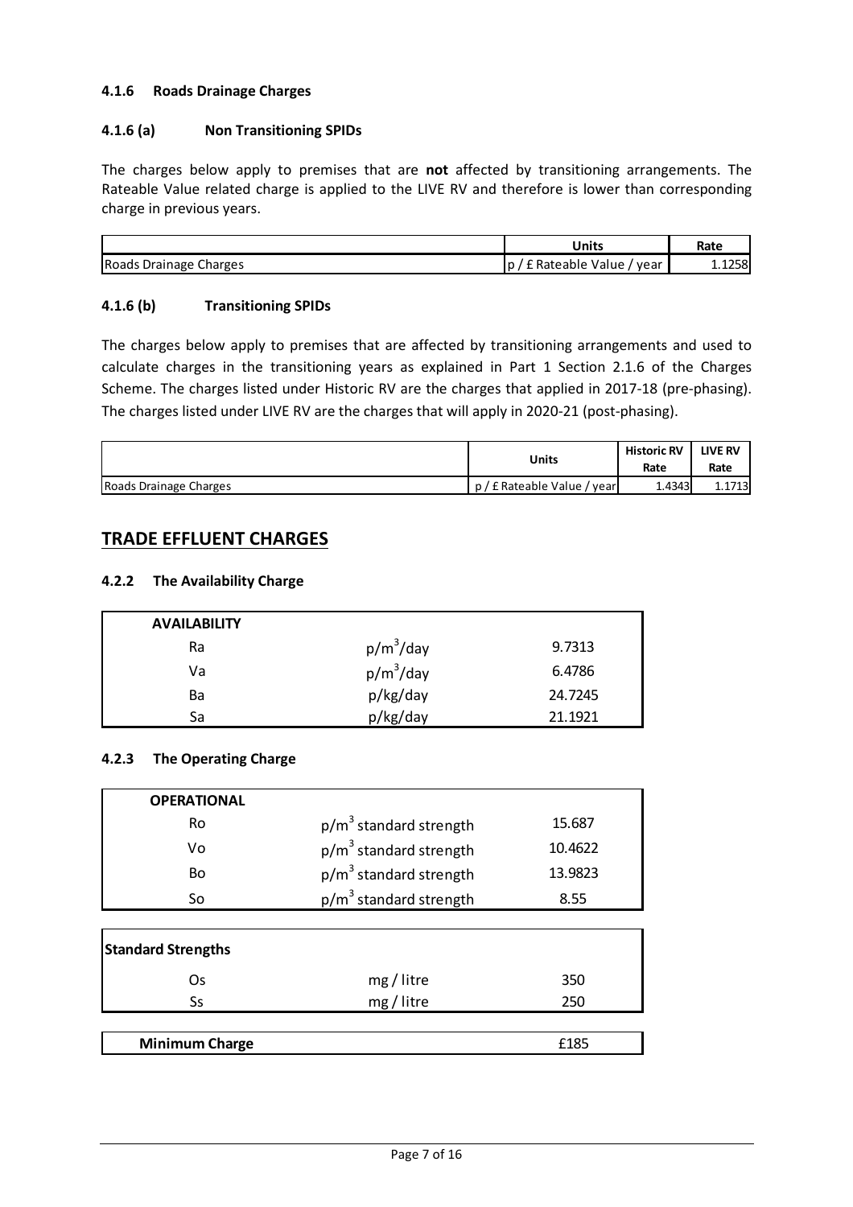#### 4.1.6 Roads Drainage Charges

#### 4.1.6 (a) Non Transitioning SPIDs

The charges below apply to premises that are **not** affected by transitioning arrangements. The Rateable Value related charge is applied to the LIVE RV and therefore is lower than corresponding charge in previous years.

| | Units | Rate |
|---|---|---|
| Roads Drainage Charges | p / £ Rateable Value / year | 1.1258 |

#### 4.1.6 (b) Transitioning SPIDs

The charges below apply to premises that are affected by transitioning arrangements and used to calculate charges in the transitioning years as explained in Part 1 Section 2.1.6 of the Charges Scheme. The charges listed under Historic RV are the charges that applied in 2017-18 (pre-phasing). The charges listed under LIVE RV are the charges that will apply in 2020-21 (post-phasing).

| | Units | Historic RV Rate | LIVE RV Rate |
|---|---|---|---|
| Roads Drainage Charges | p / £ Rateable Value / year | 1.4343 | 1.1713 |

## TRADE EFFLUENT CHARGES

#### 4.2.2 The Availability Charge

| AVAILABILITY | | |
|---|---|---|
| Ra | $p/m^3/day$ | 9.7313 |
| Va | $p/m^3/day$ | 6.4786 |
| Ba | p/kg/day | 24.7245 |
| Sa | p/kg/day | 21.1921 |

#### 4.2.3 The Operating Charge

| OPERATIONAL | | |
|---|---|---|
| Ro | $p/m^3$ standard strength | 15.687 |
| Vo | $p/m^3$ standard strength | 10.4622 |
| Bo | $p/m^3$ standard strength | 13.9823 |
| So | $p/m^3$ standard strength | 8.55 |

| Standard Strengths | | |
|---|---|---|
| Os | mg / litre | 350 |
| Ss | mg / litre | 250 |

| Minimum Charge | £185 |
|---|---|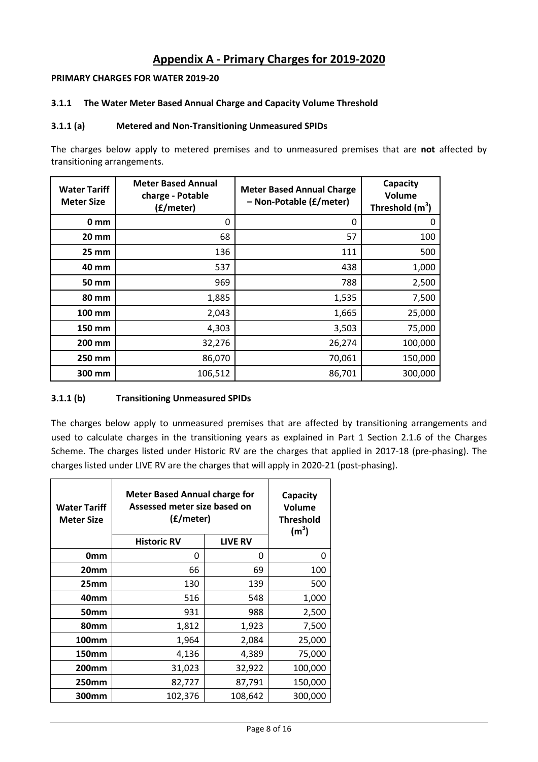# Appendix A - Primary Charges for 2019-2020

**PRIMARY CHARGES FOR WATER 2019-20**

### 3.1.1 The Water Meter Based Annual Charge and Capacity Volume Threshold

#### 3.1.1 (a) Metered and Non-Transitioning Unmeasured SPIDs

The charges below apply to metered premises and to unmeasured premises that are **not** affected by transitioning arrangements.

| Water Tariff Meter Size | Meter Based Annual charge - Potable (£/meter) | Meter Based Annual Charge – Non-Potable (£/meter) | Capacity Volume Threshold ($m^3$) |
|---|---|---|---|
| 0 mm | 0 | 0 | 0 |
| 20 mm | 68 | 57 | 100 |
| 25 mm | 136 | 111 | 500 |
| 40 mm | 537 | 438 | 1,000 |
| 50 mm | 969 | 788 | 2,500 |
| 80 mm | 1,885 | 1,535 | 7,500 |
| 100 mm | 2,043 | 1,665 | 25,000 |
| 150 mm | 4,303 | 3,503 | 75,000 |
| 200 mm | 32,276 | 26,274 | 100,000 |
| 250 mm | 86,070 | 70,061 | 150,000 |
| 300 mm | 106,512 | 86,701 | 300,000 |

#### 3.1.1 (b) Transitioning Unmeasured SPIDs

The charges below apply to unmeasured premises that are affected by transitioning arrangements and used to calculate charges in the transitioning years as explained in Part 1 Section 2.1.6 of the Charges Scheme. The charges listed under Historic RV are the charges that applied in 2017-18 (pre-phasing). The charges listed under LIVE RV are the charges that will apply in 2020-21 (post-phasing).

| Water Tariff Meter Size | Meter Based Annual charge for Assessed meter size based on (£/meter) | | Capacity Volume Threshold ($m^3$) |
|---|---|---|---|
| | Historic RV | LIVE RV | |
| 0mm | 0 | 0 | 0 |
| 20mm | 66 | 69 | 100 |
| 25mm | 130 | 139 | 500 |
| 40mm | 516 | 548 | 1,000 |
| 50mm | 931 | 988 | 2,500 |
| 80mm | 1,812 | 1,923 | 7,500 |
| 100mm | 1,964 | 2,084 | 25,000 |
| 150mm | 4,136 | 4,389 | 75,000 |
| 200mm | 31,023 | 32,922 | 100,000 |
| 250mm | 82,727 | 87,791 | 150,000 |
| 300mm | 102,376 | 108,642 | 300,000 |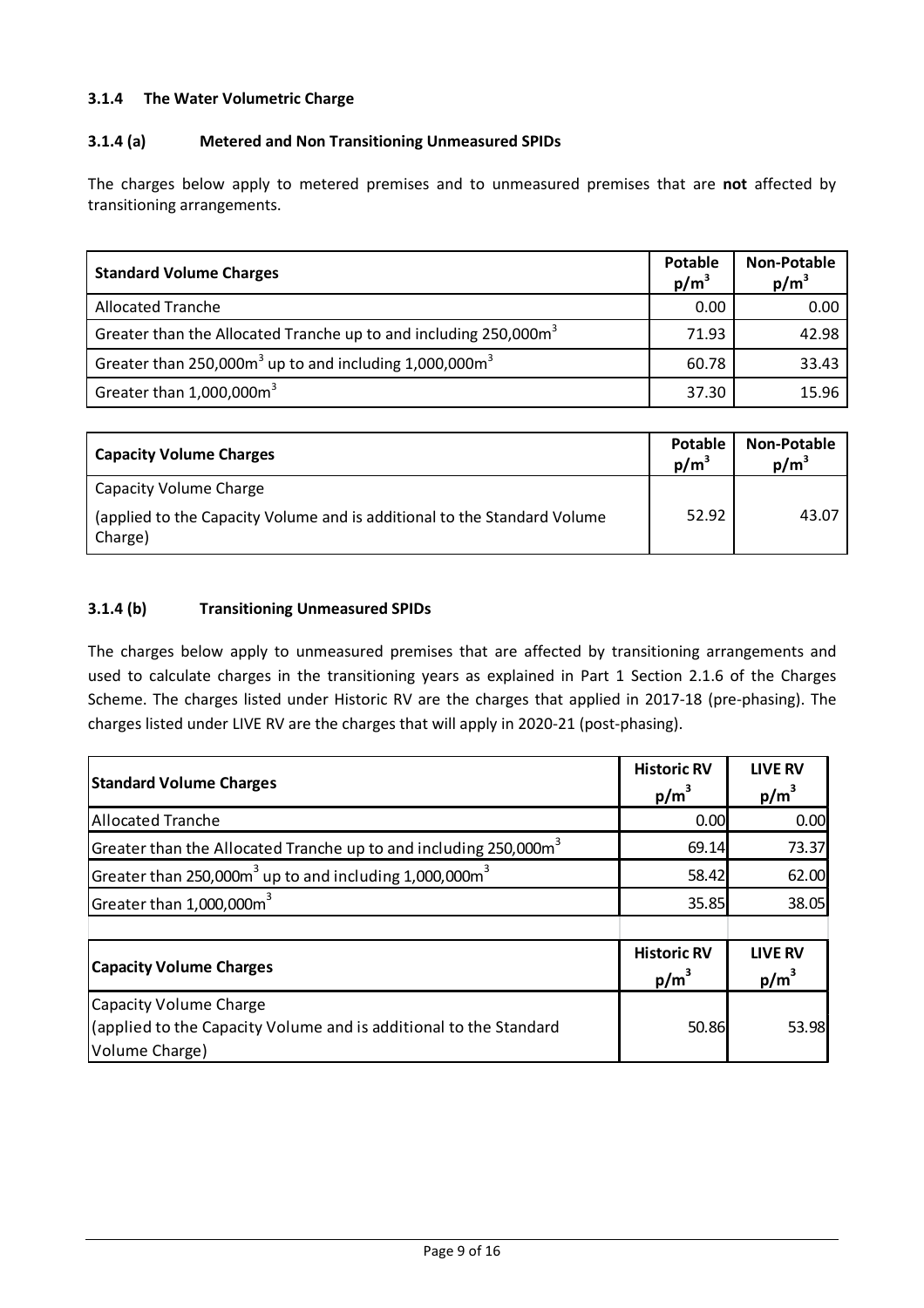### 3.1.4 The Water Volumetric Charge

#### 3.1.4 (a) Metered and Non Transitioning Unmeasured SPIDs

The charges below apply to metered premises and to unmeasured premises that are **not** affected by transitioning arrangements.

| Standard Volume Charges | Potable $p/m^3$ | Non-Potable $p/m^3$ |
|---|---|---|
| Allocated Tranche | 0.00 | 0.00 |
| Greater than the Allocated Tranche up to and including 250,000$m^3$ | 71.93 | 42.98 |
| Greater than 250,000$m^3$ up to and including 1,000,000$m^3$ | 60.78 | 33.43 |
| Greater than 1,000,000$m^3$ | 37.30 | 15.96 |

| Capacity Volume Charges | Potable $p/m^3$ | Non-Potable $p/m^3$ |
|---|---|---|
| Capacity Volume Charge<br>(applied to the Capacity Volume and is additional to the Standard Volume Charge) | 52.92 | 43.07 |

#### 3.1.4 (b) Transitioning Unmeasured SPIDs

The charges below apply to unmeasured premises that are affected by transitioning arrangements and used to calculate charges in the transitioning years as explained in Part 1 Section 2.1.6 of the Charges Scheme. The charges listed under Historic RV are the charges that applied in 2017-18 (pre-phasing). The charges listed under LIVE RV are the charges that will apply in 2020-21 (post-phasing).

| Standard Volume Charges | Historic RV $p/m^3$ | LIVE RV $p/m^3$ |
|---|---|---|
| Allocated Tranche | 0.00 | 0.00 |
| Greater than the Allocated Tranche up to and including 250,000$m^3$ | 69.14 | 73.37 |
| Greater than 250,000$m^3$ up to and including 1,000,000$m^3$ | 58.42 | 62.00 |
| Greater than 1,000,000$m^3$ | 35.85 | 38.05 |

| Capacity Volume Charges | Historic RV $p/m^3$ | LIVE RV $p/m^3$ |
|---|---|---|
| Capacity Volume Charge<br>(applied to the Capacity Volume and is additional to the Standard Volume Charge) | 50.86 | 53.98 |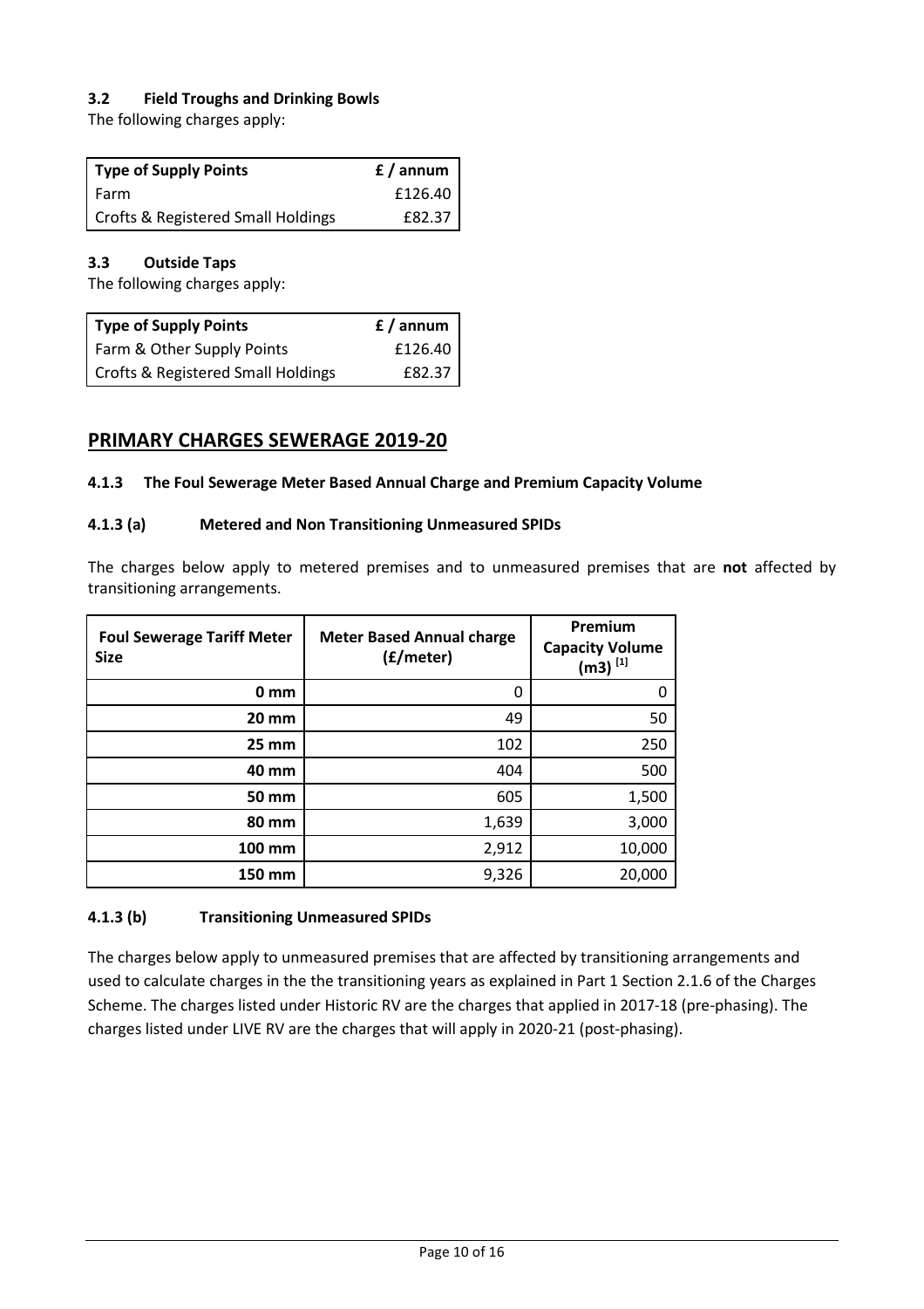### 3.2 Field Troughs and Drinking Bowls

The following charges apply:

| Type of Supply Points | £ / annum |
|---|---|
| Farm | £126.40 |
| Crofts & Registered Small Holdings | £82.37 |

### 3.3 Outside Taps

The following charges apply:

| Type of Supply Points | £ / annum |
|---|---|
| Farm & Other Supply Points | £126.40 |
| Crofts & Registered Small Holdings | £82.37 |

## PRIMARY CHARGES SEWERAGE 2019-20

### 4.1.3 The Foul Sewerage Meter Based Annual Charge and Premium Capacity Volume

### 4.1.3 (a) Metered and Non Transitioning Unmeasured SPIDs

The charges below apply to metered premises and to unmeasured premises that are **not** affected by transitioning arrangements.

| Foul Sewerage Tariff Meter Size | Meter Based Annual charge (£/meter) | Premium Capacity Volume ($m3$) [1] |
|---|---|---|
| 0 mm | 0 | 0 |
| 20 mm | 49 | 50 |
| 25 mm | 102 | 250 |
| 40 mm | 404 | 500 |
| 50 mm | 605 | 1,500 |
| 80 mm | 1,639 | 3,000 |
| 100 mm | 2,912 | 10,000 |
| 150 mm | 9,326 | 20,000 |

### 4.1.3 (b) Transitioning Unmeasured SPIDs

The charges below apply to unmeasured premises that are affected by transitioning arrangements and used to calculate charges in the the transitioning years as explained in Part 1 Section 2.1.6 of the Charges Scheme. The charges listed under Historic RV are the charges that applied in 2017-18 (pre-phasing). The charges listed under LIVE RV are the charges that will apply in 2020-21 (post-phasing).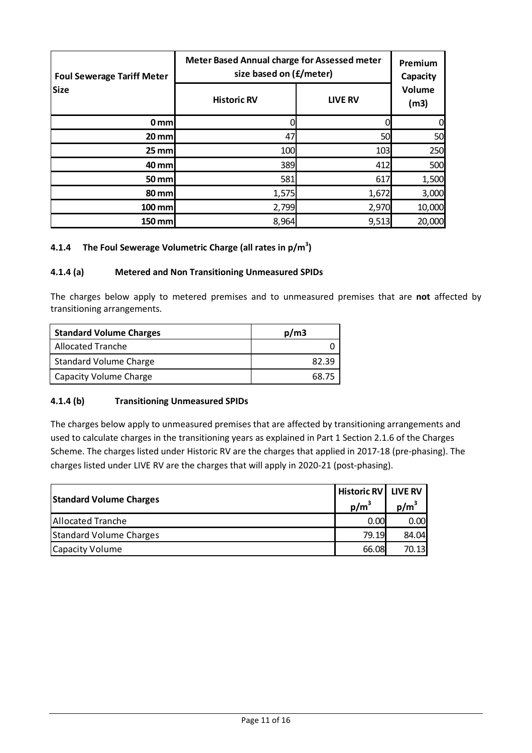| Foul Sewerage Tariff Meter Size | Meter Based Annual charge for Assessed meter size based on (£/meter) | | Premium Capacity Volume (m3) |
|---|---|---|---|
| | Historic RV | LIVE RV | |
| 0 mm | 0 | 0 | 0 |
| 20 mm | 47 | 50 | 50 |
| 25 mm | 100 | 103 | 250 |
| 40 mm | 389 | 412 | 500 |
| 50 mm | 581 | 617 | 1,500 |
| 80 mm | 1,575 | 1,672 | 3,000 |
| 100 mm | 2,799 | 2,970 | 10,000 |
| 150 mm | 8,964 | 9,513 | 20,000 |

### 4.1.4 The Foul Sewerage Volumetric Charge (all rates in p/m³)

#### 4.1.4 (a) Metered and Non Transitioning Unmeasured SPIDs

The charges below apply to metered premises and to unmeasured premises that are **not** affected by transitioning arrangements.

| Standard Volume Charges | p/m3 |
|---|---|
| Allocated Tranche | 0 |
| Standard Volume Charge | 82.39 |
| Capacity Volume Charge | 68.75 |

#### 4.1.4 (b) Transitioning Unmeasured SPIDs

The charges below apply to unmeasured premises that are affected by transitioning arrangements and used to calculate charges in the transitioning years as explained in Part 1 Section 2.1.6 of the Charges Scheme. The charges listed under Historic RV are the charges that applied in 2017-18 (pre-phasing). The charges listed under LIVE RV are the charges that will apply in 2020-21 (post-phasing).

| Standard Volume Charges | Historic RV p/m³ | LIVE RV p/m³ |
|---|---|---|
| Allocated Tranche | 0.00 | 0.00 |
| Standard Volume Charges | 79.19 | 84.04 |
| Capacity Volume | 66.08 | 70.13 |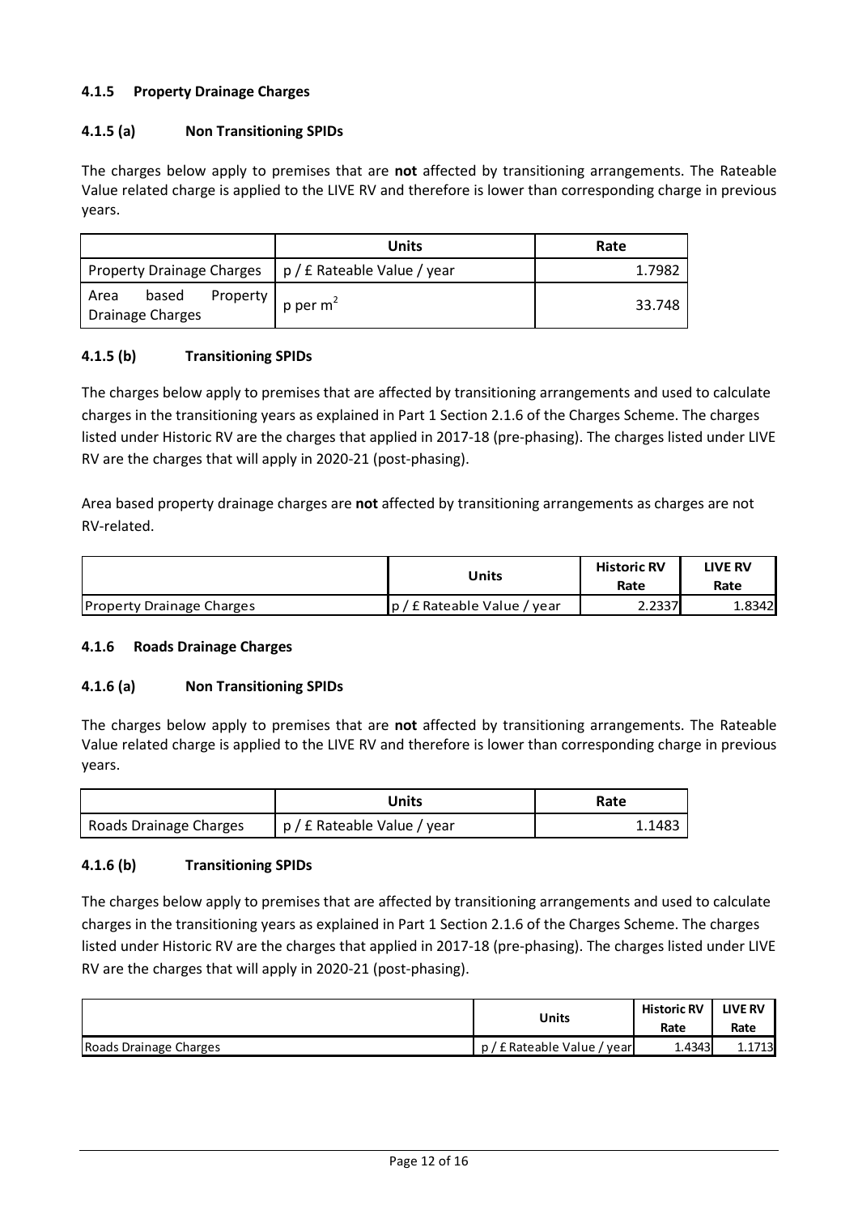#### 4.1.5 Property Drainage Charges

#### 4.1.5 (a) Non Transitioning SPIDs

The charges below apply to premises that are **not** affected by transitioning arrangements. The Rateable Value related charge is applied to the LIVE RV and therefore is lower than corresponding charge in previous years.

| | Units | Rate |
|---|---|---|
| Property Drainage Charges | p / £ Rateable Value / year | 1.7982 |
| Area based Property Drainage Charges | p per $m^2$ | 33.748 |

#### 4.1.5 (b) Transitioning SPIDs

The charges below apply to premises that are affected by transitioning arrangements and used to calculate charges in the transitioning years as explained in Part 1 Section 2.1.6 of the Charges Scheme. The charges listed under Historic RV are the charges that applied in 2017-18 (pre-phasing). The charges listed under LIVE RV are the charges that will apply in 2020-21 (post-phasing).

Area based property drainage charges are **not** affected by transitioning arrangements as charges are not RV-related.

| | Units | Historic RV Rate | LIVE RV Rate |
|---|---|---|---|
| Property Drainage Charges | p / £ Rateable Value / year | 2.2337 | 1.8342 |

#### 4.1.6 Roads Drainage Charges

#### 4.1.6 (a) Non Transitioning SPIDs

The charges below apply to premises that are **not** affected by transitioning arrangements. The Rateable Value related charge is applied to the LIVE RV and therefore is lower than corresponding charge in previous years.

| | Units | Rate |
|---|---|---|
| Roads Drainage Charges | p / £ Rateable Value / year | 1.1483 |

#### 4.1.6 (b) Transitioning SPIDs

The charges below apply to premises that are affected by transitioning arrangements and used to calculate charges in the transitioning years as explained in Part 1 Section 2.1.6 of the Charges Scheme. The charges listed under Historic RV are the charges that applied in 2017-18 (pre-phasing). The charges listed under LIVE RV are the charges that will apply in 2020-21 (post-phasing).

| | Units | Historic RV Rate | LIVE RV Rate |
|---|---|---|---|
| Roads Drainage Charges | p / £ Rateable Value / year | 1.4343 | 1.1713 |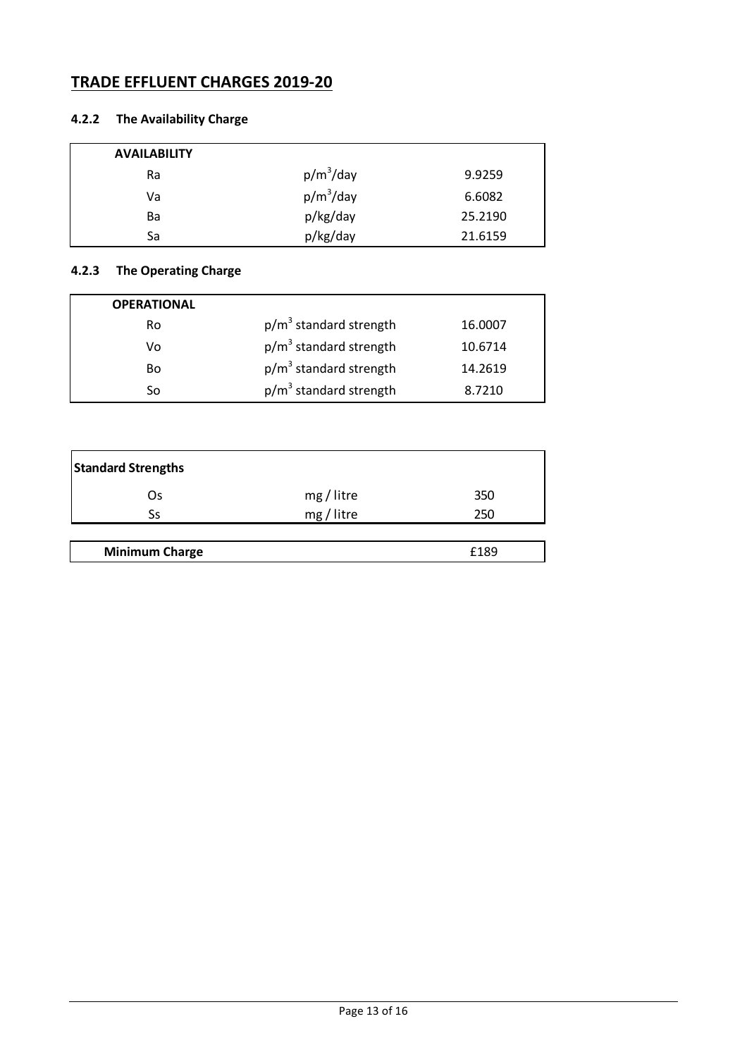# TRADE EFFLUENT CHARGES 2019-20

### 4.2.2 The Availability Charge

| AVAILABILITY | | |
|---|---|---|
| Ra | p/m$^3$/day | 9.9259 |
| Va | p/m$^3$/day | 6.6082 |
| Ba | p/kg/day | 25.2190 |
| Sa | p/kg/day | 21.6159 |

### 4.2.3 The Operating Charge

| OPERATIONAL | | |
|---|---|---|
| Ro | p/m$^3$ standard strength | 16.0007 |
| Vo | p/m$^3$ standard strength | 10.6714 |
| Bo | p/m$^3$ standard strength | 14.2619 |
| So | p/m$^3$ standard strength | 8.7210 |

| Standard Strengths | | |
|---|---|---|
| Os | mg / litre | 350 |
| Ss | mg / litre | 250 |

| **Minimum Charge** | £189 |
|---|---|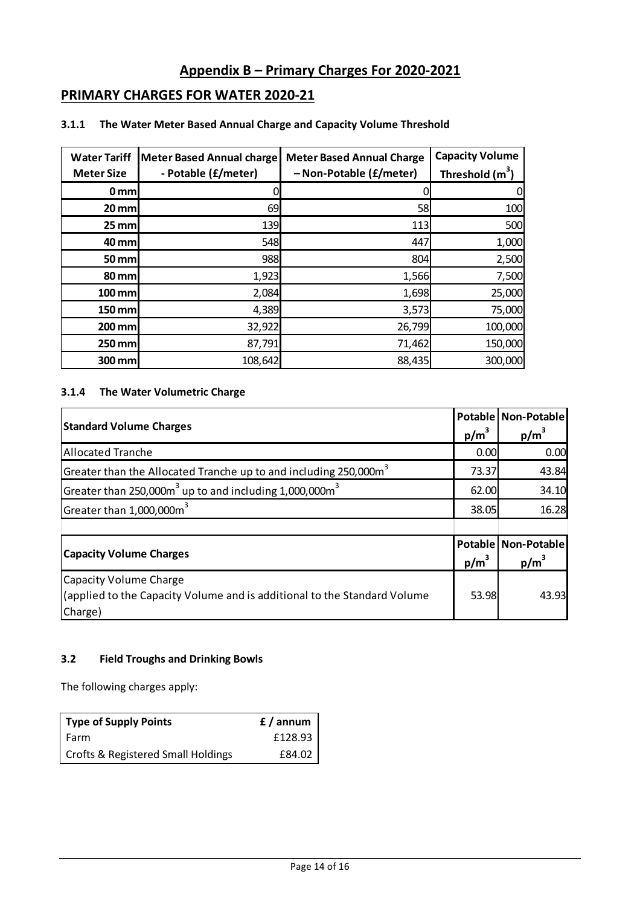# Appendix B – Primary Charges For 2020-2021

## PRIMARY CHARGES FOR WATER 2020-21

### 3.1.1 The Water Meter Based Annual Charge and Capacity Volume Threshold

| Water Tariff Meter Size | Meter Based Annual charge - Potable (£/meter) | Meter Based Annual Charge – Non-Potable (£/meter) | Capacity Volume Threshold ($m^3$) |
|---|---|---|---|
| 0 mm | 0 | 0 | 0 |
| 20 mm | 69 | 58 | 100 |
| 25 mm | 139 | 113 | 500 |
| 40 mm | 548 | 447 | 1,000 |
| 50 mm | 988 | 804 | 2,500 |
| 80 mm | 1,923 | 1,566 | 7,500 |
| 100 mm | 2,084 | 1,698 | 25,000 |
| 150 mm | 4,389 | 3,573 | 75,000 |
| 200 mm | 32,922 | 26,799 | 100,000 |
| 250 mm | 87,791 | 71,462 | 150,000 |
| 300 mm | 108,642 | 88,435 | 300,000 |

### 3.1.4 The Water Volumetric Charge

| Standard Volume Charges | Potable $p/m^3$ | Non-Potable $p/m^3$ |
|---|---|---|
| Allocated Tranche | 0.00 | 0.00 |
| Greater than the Allocated Tranche up to and including 250,000$m^3$ | 73.37 | 43.84 |
| Greater than 250,000$m^3$ up to and including 1,000,000$m^3$ | 62.00 | 34.10 |
| Greater than 1,000,000$m^3$ | 38.05 | 16.28 |

| Capacity Volume Charges | Potable $p/m^3$ | Non-Potable $p/m^3$ |
|---|---|---|
| Capacity Volume Charge (applied to the Capacity Volume and is additional to the Standard Volume Charge) | 53.98 | 43.93 |

### 3.2 Field Troughs and Drinking Bowls

The following charges apply:

| Type of Supply Points | £ / annum |
|---|---|
| Farm | £128.93 |
| Crofts & Registered Small Holdings | £84.02 |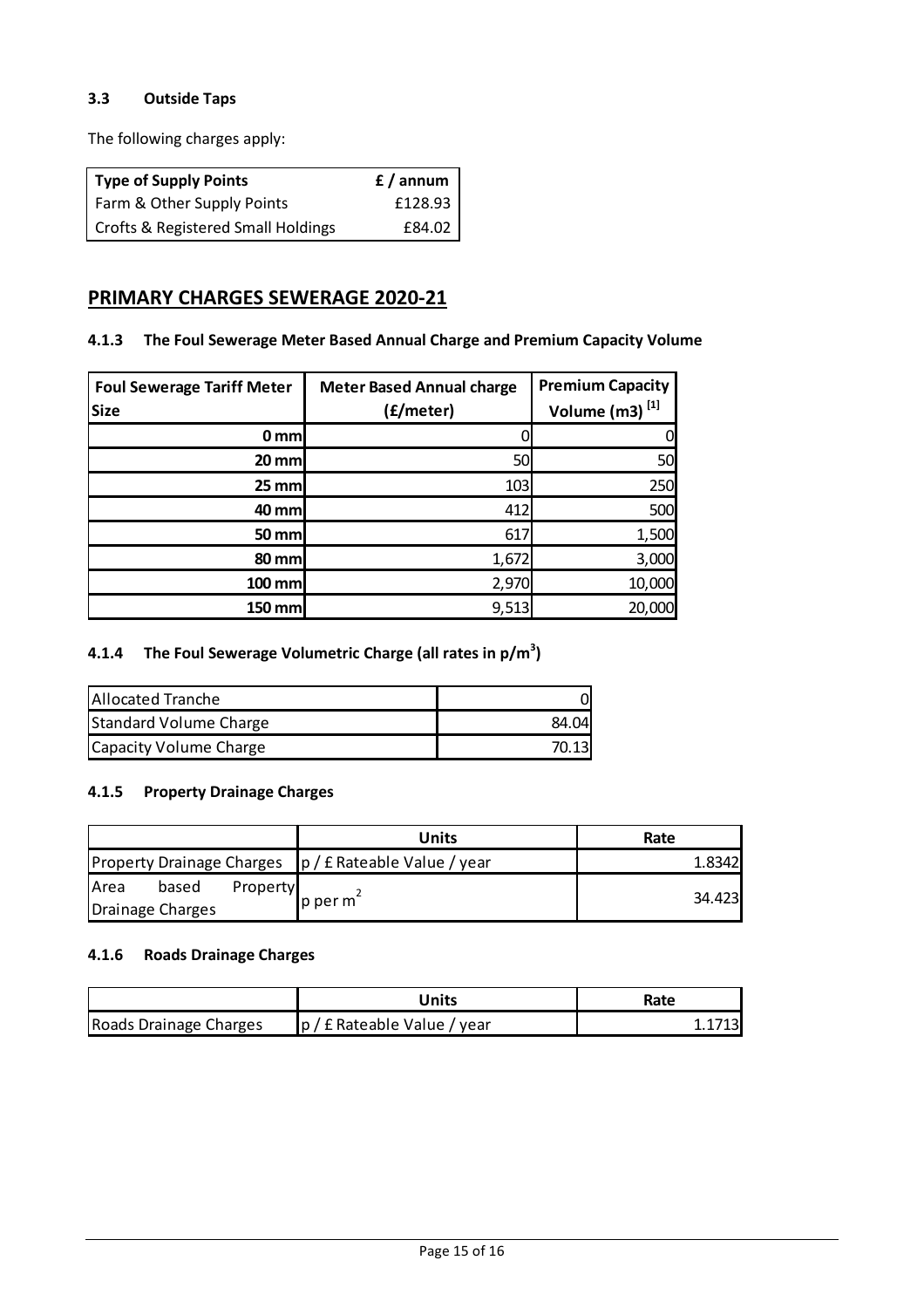### 3.3 Outside Taps

The following charges apply:

| Type of Supply Points | £ / annum |
|---|---|
| Farm & Other Supply Points | £128.93 |
| Crofts & Registered Small Holdings | £84.02 |

## PRIMARY CHARGES SEWERAGE 2020-21

### 4.1.3 The Foul Sewerage Meter Based Annual Charge and Premium Capacity Volume

| Foul Sewerage Tariff Meter Size | Meter Based Annual charge (£/meter) | Premium Capacity Volume (m3) [1] |
|---|---|---|
| 0 mm | 0 | 0 |
| 20 mm | 50 | 50 |
| 25 mm | 103 | 250 |
| 40 mm | 412 | 500 |
| 50 mm | 617 | 1,500 |
| 80 mm | 1,672 | 3,000 |
| 100 mm | 2,970 | 10,000 |
| 150 mm | 9,513 | 20,000 |

### 4.1.4 The Foul Sewerage Volumetric Charge (all rates in p/m$^3$)

| | |
|---|---|
| Allocated Tranche | 0 |
| Standard Volume Charge | 84.04 |
| Capacity Volume Charge | 70.13 |

### 4.1.5 Property Drainage Charges

| | Units | Rate |
|---|---|---|
| Property Drainage Charges | p / £ Rateable Value / year | 1.8342 |
| Area based Property Drainage Charges | p per m$^2$ | 34.423 |

### 4.1.6 Roads Drainage Charges

| | Units | Rate |
|---|---|---|
| Roads Drainage Charges | p / £ Rateable Value / year | 1.1713 |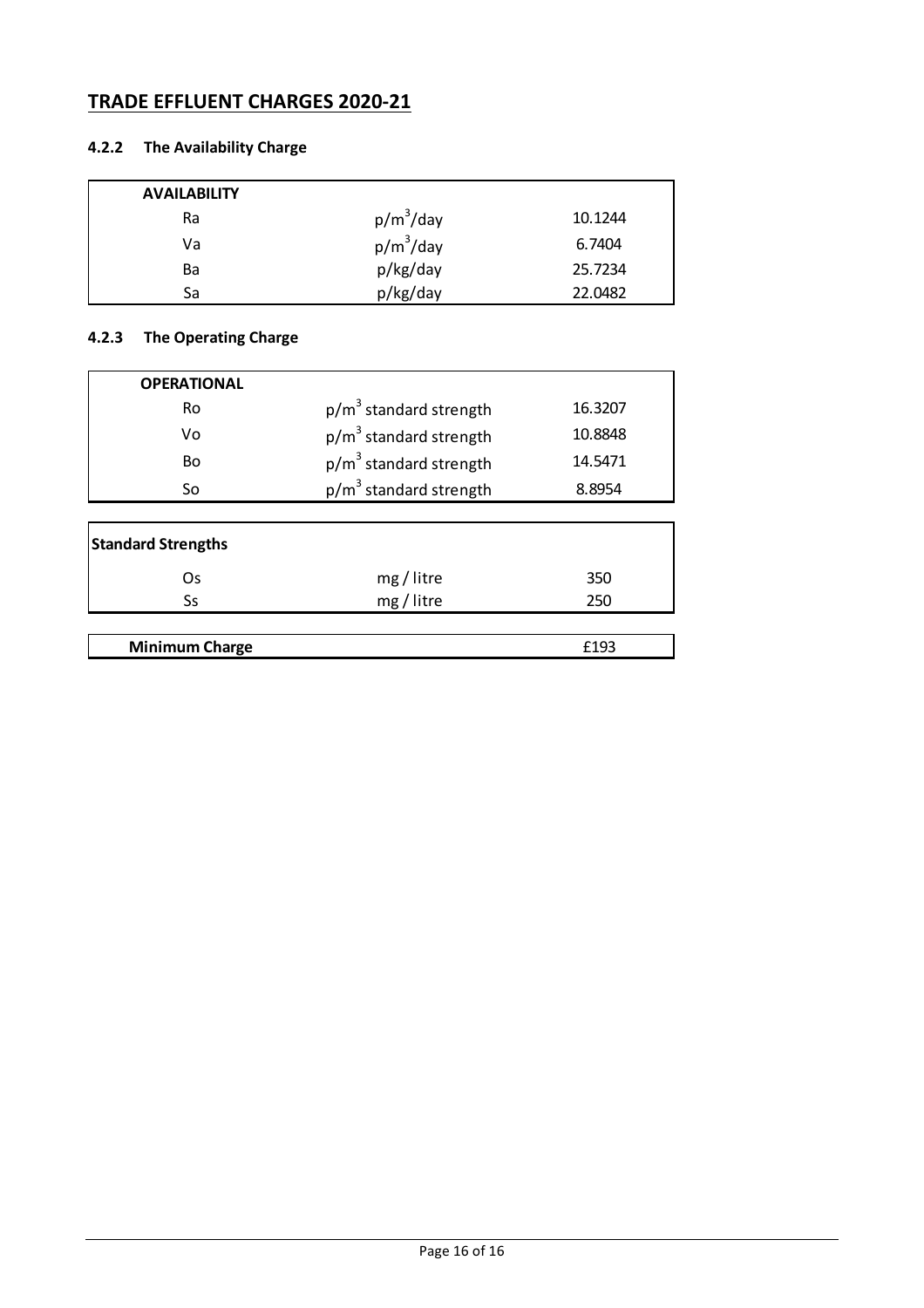# TRADE EFFLUENT CHARGES 2020-21

### 4.2.2 The Availability Charge

| AVAILABILITY | | |
|---|---|---|
| Ra | $p/m^3/day$ | 10.1244 |
| Va | $p/m^3/day$ | 6.7404 |
| Ba | p/kg/day | 25.7234 |
| Sa | p/kg/day | 22.0482 |

### 4.2.3 The Operating Charge

| OPERATIONAL | | |
|---|---|---|
| Ro | $p/m^3$ standard strength | 16.3207 |
| Vo | $p/m^3$ standard strength | 10.8848 |
| Bo | $p/m^3$ standard strength | 14.5471 |
| So | $p/m^3$ standard strength | 8.8954 |

| Standard Strengths | | |
|---|---|---|
| Os | mg / litre | 350 |
| Ss | mg / litre | 250 |

| | |
|---|---|
| **Minimum Charge** | £193 |